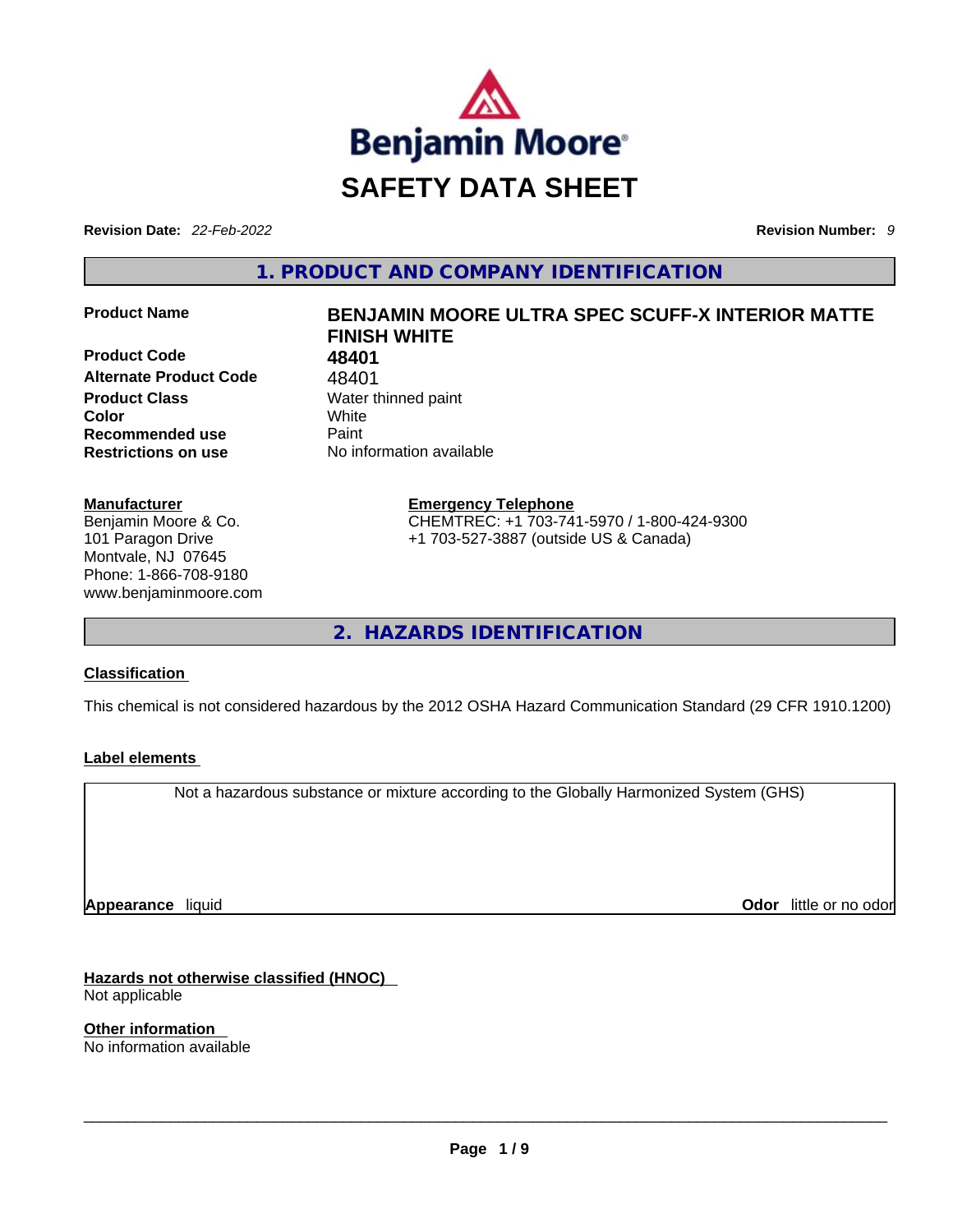# SAFETY DATA SHEET

**Revision Date:** *22-Feb-2022* **Revision Number:** *9*

## 1. PRODUCT AND COMPANY IDENTIFICATION

| | |
|---|---|
| **Product Name** | **BENJAMIN MOORE ULTRA SPEC SCUFF-X INTERIOR MATTE FINISH WHITE** |
| **Product Code** | **48401** |
| **Alternate Product Code** | 48401 |
| **Product Class** | Water thinned paint |
| **Color** | White |
| **Recommended use** | Paint |
| **Restrictions on use** | No information available |

**Manufacturer**
Benjamin Moore & Co.
101 Paragon Drive
Montvale, NJ 07645
Phone: 1-866-708-9180
www.benjaminmoore.com

**Emergency Telephone**
CHEMTREC: +1 703-741-5970 / 1-800-424-9300
+1 703-527-3887 (outside US & Canada)

## 2. HAZARDS IDENTIFICATION

**Classification**

This chemical is not considered hazardous by the 2012 OSHA Hazard Communication Standard (29 CFR 1910.1200)

**Label elements**

Not a hazardous substance or mixture according to the Globally Harmonized System (GHS)

**Appearance** liquid **Odor** little or no odor

**Hazards not otherwise classified (HNOC)**
Not applicable

**Other information**
No information available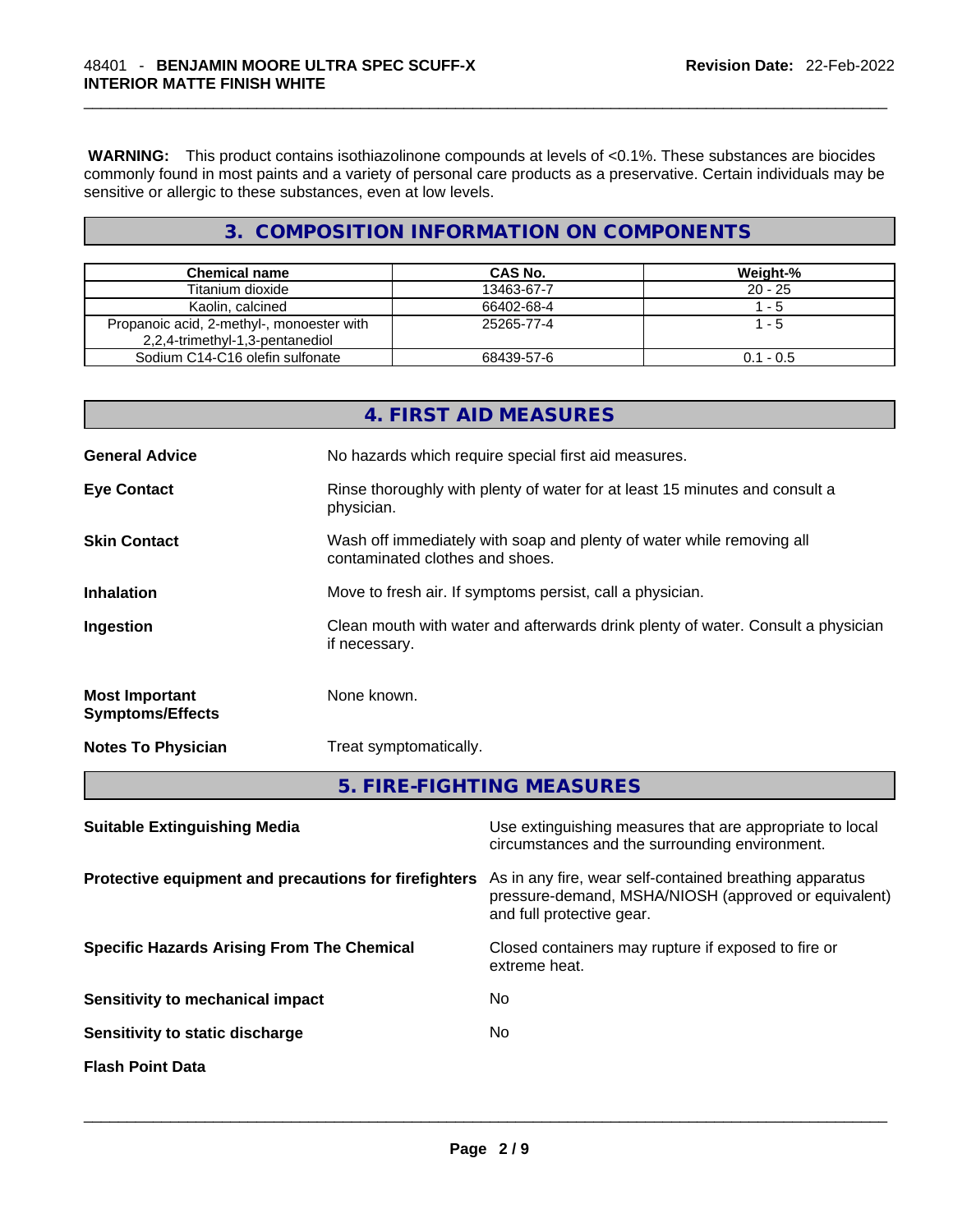**WARNING:** This product contains isothiazolinone compounds at levels of <0.1%. These substances are biocides commonly found in most paints and a variety of personal care products as a preservative. Certain individuals may be sensitive or allergic to these substances, even at low levels.

## 3. COMPOSITION INFORMATION ON COMPONENTS

| Chemical name | CAS No. | Weight-% |
|---|---|---|
| Titanium dioxide | 13463-67-7 | 20 - 25 |
| Kaolin, calcined | 66402-68-4 | 1 - 5 |
| Propanoic acid, 2-methyl-, monoester with 2,2,4-trimethyl-1,3-pentanediol | 25265-77-4 | 1 - 5 |
| Sodium C14-C16 olefin sulfonate | 68439-57-6 | 0.1 - 0.5 |

## 4. FIRST AID MEASURES

**General Advice** No hazards which require special first aid measures.

**Eye Contact** Rinse thoroughly with plenty of water for at least 15 minutes and consult a physician.

**Skin Contact** Wash off immediately with soap and plenty of water while removing all contaminated clothes and shoes.

**Inhalation** Move to fresh air. If symptoms persist, call a physician.

**Ingestion** Clean mouth with water and afterwards drink plenty of water. Consult a physician if necessary.

**Most Important Symptoms/Effects** None known.

**Notes To Physician** Treat symptomatically.

## 5. FIRE-FIGHTING MEASURES

**Suitable Extinguishing Media** Use extinguishing measures that are appropriate to local circumstances and the surrounding environment.

**Protective equipment and precautions for firefighters** As in any fire, wear self-contained breathing apparatus pressure-demand, MSHA/NIOSH (approved or equivalent) and full protective gear.

**Specific Hazards Arising From The Chemical** Closed containers may rupture if exposed to fire or extreme heat.

**Sensitivity to mechanical impact** No

**Sensitivity to static discharge** No

**Flash Point Data**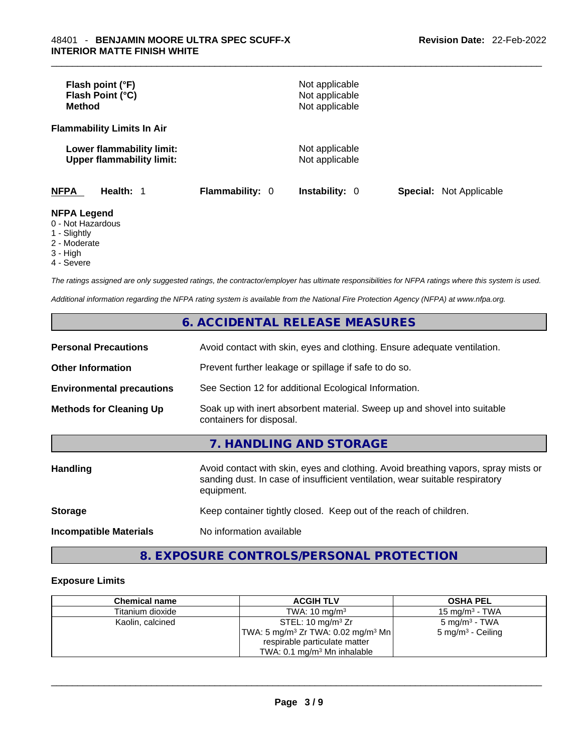| | |
|---|---|
| **Flash point (°F)** | Not applicable |
| **Flash Point (°C)** | Not applicable |
| **Method** | Not applicable |

**Flammability Limits In Air**

| | |
|---|---|
| **Lower flammability limit:** | Not applicable |
| **Upper flammability limit:** | Not applicable |

**NFPA** **Health:** 1 **Flammability:** 0 **Instability:** 0 **Special:** Not Applicable

**NFPA Legend**
- 0 - Not Hazardous
- 1 - Slightly
- 2 - Moderate
- 3 - High
- 4 - Severe

*The ratings assigned are only suggested ratings, the contractor/employer has ultimate responsibilities for NFPA ratings where this system is used.*

*Additional information regarding the NFPA rating system is available from the National Fire Protection Agency (NFPA) at www.nfpa.org.*

## 6. ACCIDENTAL RELEASE MEASURES

| | |
|---|---|
| **Personal Precautions** | Avoid contact with skin, eyes and clothing. Ensure adequate ventilation. |
| **Other Information** | Prevent further leakage or spillage if safe to do so. |
| **Environmental precautions** | See Section 12 for additional Ecological Information. |
| **Methods for Cleaning Up** | Soak up with inert absorbent material. Sweep up and shovel into suitable containers for disposal. |

## 7. HANDLING AND STORAGE

| | |
|---|---|
| **Handling** | Avoid contact with skin, eyes and clothing. Avoid breathing vapors, spray mists or sanding dust. In case of insufficient ventilation, wear suitable respiratory equipment. |
| **Storage** | Keep container tightly closed. Keep out of the reach of children. |
| **Incompatible Materials** | No information available |

## 8. EXPOSURE CONTROLS/PERSONAL PROTECTION

### Exposure Limits

| Chemical name | ACGIH TLV | OSHA PEL |
|---|---|---|
| Titanium dioxide | TWA: 10 mg/m$^3$ | 15 mg/m$^3$ - TWA |
| Kaolin, calcined | STEL: 10 mg/m$^3$ Zr<br>TWA: 5 mg/m$^3$ Zr TWA: 0.02 mg/m$^3$ Mn respirable particulate matter<br>TWA: 0.1 mg/m$^3$ Mn inhalable | 5 mg/m$^3$ - TWA<br>5 mg/m$^3$ - Ceiling |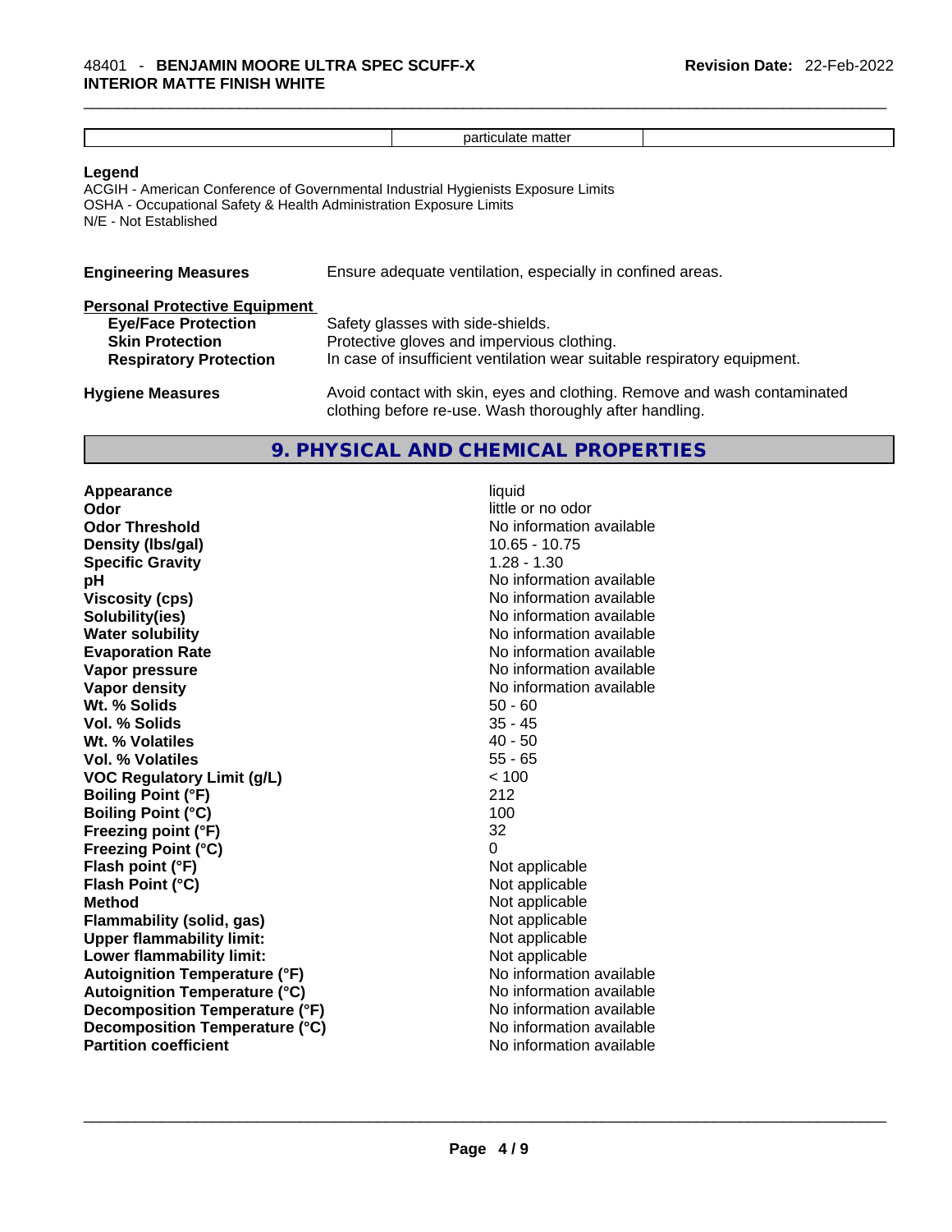| | particulate matter | |
|---|---|---|

**Legend**

ACGIH - American Conference of Governmental Industrial Hygienists Exposure Limits
OSHA - Occupational Safety & Health Administration Exposure Limits
N/E - Not Established

**Engineering Measures** Ensure adequate ventilation, especially in confined areas.

**Personal Protective Equipment**

**Eye/Face Protection** Safety glasses with side-shields.
**Skin Protection** Protective gloves and impervious clothing.
**Respiratory Protection** In case of insufficient ventilation wear suitable respiratory equipment.

**Hygiene Measures** Avoid contact with skin, eyes and clothing. Remove and wash contaminated clothing before re-use. Wash thoroughly after handling.

## 9. PHYSICAL AND CHEMICAL PROPERTIES

| | |
|---|---|
| **Appearance** | liquid |
| **Odor** | little or no odor |
| **Odor Threshold** | No information available |
| **Density (lbs/gal)** | 10.65 - 10.75 |
| **Specific Gravity** | 1.28 - 1.30 |
| **pH** | No information available |
| **Viscosity (cps)** | No information available |
| **Solubility(ies)** | No information available |
| **Water solubility** | No information available |
| **Evaporation Rate** | No information available |
| **Vapor pressure** | No information available |
| **Vapor density** | No information available |
| **Wt. % Solids** | 50 - 60 |
| **Vol. % Solids** | 35 - 45 |
| **Wt. % Volatiles** | 40 - 50 |
| **Vol. % Volatiles** | 55 - 65 |
| **VOC Regulatory Limit (g/L)** | < 100 |
| **Boiling Point (°F)** | 212 |
| **Boiling Point (°C)** | 100 |
| **Freezing point (°F)** | 32 |
| **Freezing Point (°C)** | 0 |
| **Flash point (°F)** | Not applicable |
| **Flash Point (°C)** | Not applicable |
| **Method** | Not applicable |
| **Flammability (solid, gas)** | Not applicable |
| **Upper flammability limit:** | Not applicable |
| **Lower flammability limit:** | Not applicable |
| **Autoignition Temperature (°F)** | No information available |
| **Autoignition Temperature (°C)** | No information available |
| **Decomposition Temperature (°F)** | No information available |
| **Decomposition Temperature (°C)** | No information available |
| **Partition coefficient** | No information available |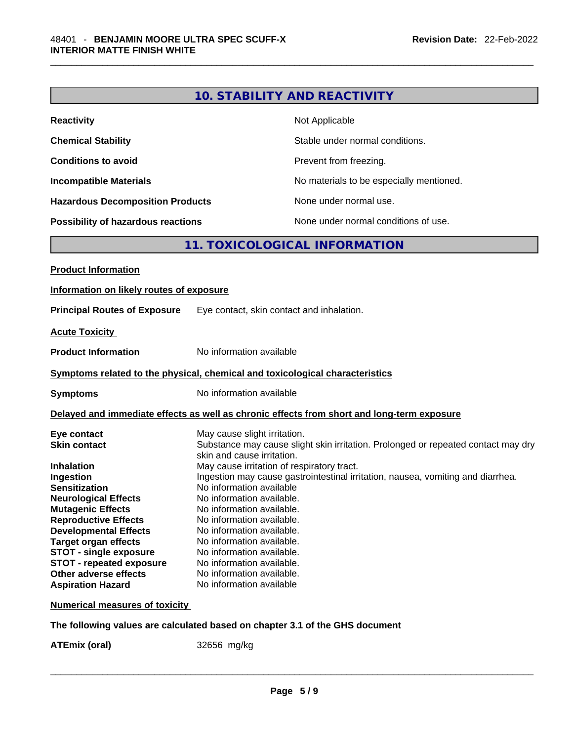## 10. STABILITY AND REACTIVITY

| | |
|---|---|
| **Reactivity** | Not Applicable |
| **Chemical Stability** | Stable under normal conditions. |
| **Conditions to avoid** | Prevent from freezing. |
| **Incompatible Materials** | No materials to be especially mentioned. |
| **Hazardous Decomposition Products** | None under normal use. |
| **Possibility of hazardous reactions** | None under normal conditions of use. |

## 11. TOXICOLOGICAL INFORMATION

**Product Information**

**Information on likely routes of exposure**

**Principal Routes of Exposure** Eye contact, skin contact and inhalation.

**Acute Toxicity**

**Product Information** No information available

**Symptoms related to the physical, chemical and toxicological characteristics**

**Symptoms** No information available

**Delayed and immediate effects as well as chronic effects from short and long-term exposure**

| | |
|---|---|
| **Eye contact** | May cause slight irritation. |
| **Skin contact** | Substance may cause slight skin irritation. Prolonged or repeated contact may dry skin and cause irritation. |
| **Inhalation** | May cause irritation of respiratory tract. |
| **Ingestion** | Ingestion may cause gastrointestinal irritation, nausea, vomiting and diarrhea. |
| **Sensitization** | No information available |
| **Neurological Effects** | No information available. |
| **Mutagenic Effects** | No information available. |
| **Reproductive Effects** | No information available. |
| **Developmental Effects** | No information available. |
| **Target organ effects** | No information available. |
| **STOT - single exposure** | No information available. |
| **STOT - repeated exposure** | No information available. |
| **Other adverse effects** | No information available. |
| **Aspiration Hazard** | No information available |

**Numerical measures of toxicity**

**The following values are calculated based on chapter 3.1 of the GHS document**

**ATEmix (oral)** 32656 mg/kg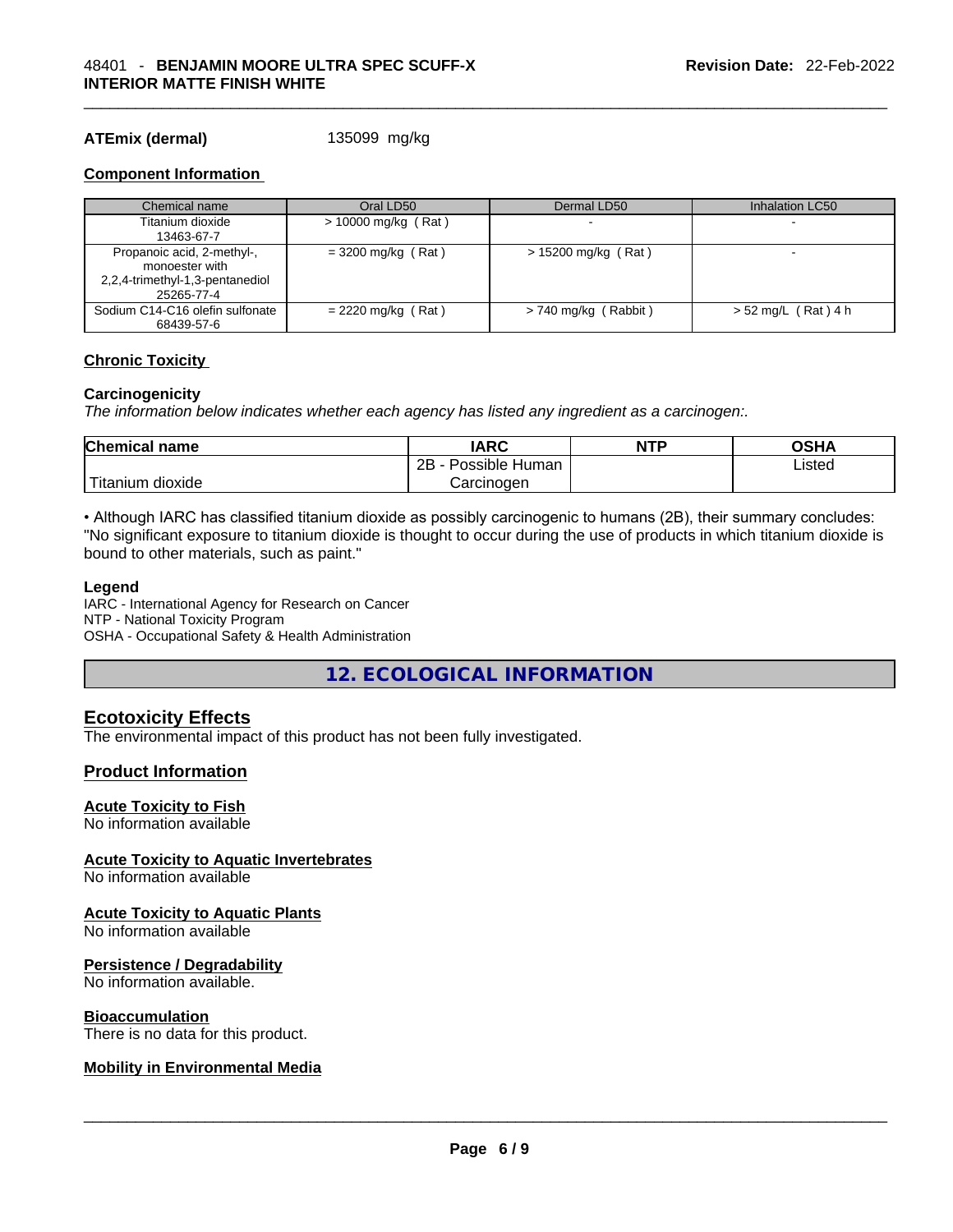**ATEmix (dermal)** 135099 mg/kg

### Component Information

| Chemical name | Oral LD50 | Dermal LD50 | Inhalation LC50 |
|---|---|---|---|
| Titanium dioxide 13463-67-7 | > 10000 mg/kg ( Rat ) | - | - |
| Propanoic acid, 2-methyl-, monoester with 2,2,4-trimethyl-1,3-pentanediol 25265-77-4 | = 3200 mg/kg ( Rat ) | > 15200 mg/kg ( Rat ) | - |
| Sodium C14-C16 olefin sulfonate 68439-57-6 | = 2220 mg/kg ( Rat ) | > 740 mg/kg ( Rabbit ) | > 52 mg/L ( Rat ) 4 h |

### Chronic Toxicity

**Carcinogenicity**

*The information below indicates whether each agency has listed any ingredient as a carcinogen:.*

| Chemical name | IARC | NTP | OSHA |
|---|---|---|---|
| Titanium dioxide | 2B - Possible Human Carcinogen | | Listed |

• Although IARC has classified titanium dioxide as possibly carcinogenic to humans (2B), their summary concludes: "No significant exposure to titanium dioxide is thought to occur during the use of products in which titanium dioxide is bound to other materials, such as paint."

**Legend**

IARC - International Agency for Research on Cancer
NTP - National Toxicity Program
OSHA - Occupational Safety & Health Administration

## 12. ECOLOGICAL INFORMATION

### Ecotoxicity Effects

The environmental impact of this product has not been fully investigated.

### Product Information

**Acute Toxicity to Fish**
No information available

**Acute Toxicity to Aquatic Invertebrates**
No information available

**Acute Toxicity to Aquatic Plants**
No information available

**Persistence / Degradability**
No information available.

**Bioaccumulation**
There is no data for this product.

**Mobility in Environmental Media**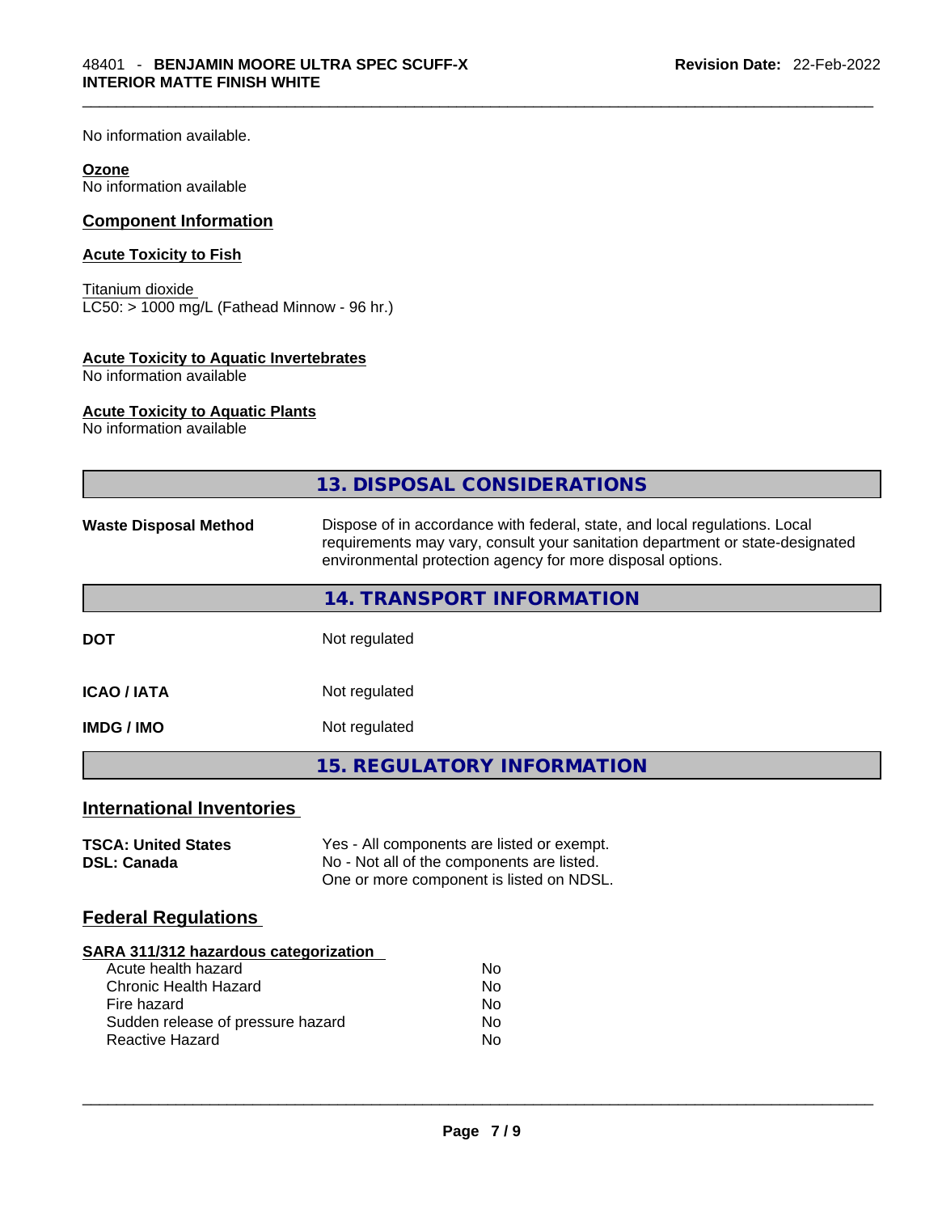No information available.

**Ozone**
No information available

### Component Information

**Acute Toxicity to Fish**

Titanium dioxide
LC50: > 1000 mg/L (Fathead Minnow - 96 hr.)

**Acute Toxicity to Aquatic Invertebrates**
No information available

**Acute Toxicity to Aquatic Plants**
No information available

## 13. DISPOSAL CONSIDERATIONS

| | |
|---|---|
| **Waste Disposal Method** | Dispose of in accordance with federal, state, and local regulations. Local requirements may vary, consult your sanitation department or state-designated environmental protection agency for more disposal options. |

## 14. TRANSPORT INFORMATION

| | |
|---|---|
| **DOT** | Not regulated |
| **ICAO / IATA** | Not regulated |
| **IMDG / IMO** | Not regulated |

## 15. REGULATORY INFORMATION

### International Inventories

| | |
|---|---|
| **TSCA: United States** | Yes - All components are listed or exempt. |
| **DSL: Canada** | No - Not all of the components are listed. One or more component is listed on NDSL. |

### Federal Regulations

**SARA 311/312 hazardous categorization**

| | |
|---|---|
| Acute health hazard | No |
| Chronic Health Hazard | No |
| Fire hazard | No |
| Sudden release of pressure hazard | No |
| Reactive Hazard | No |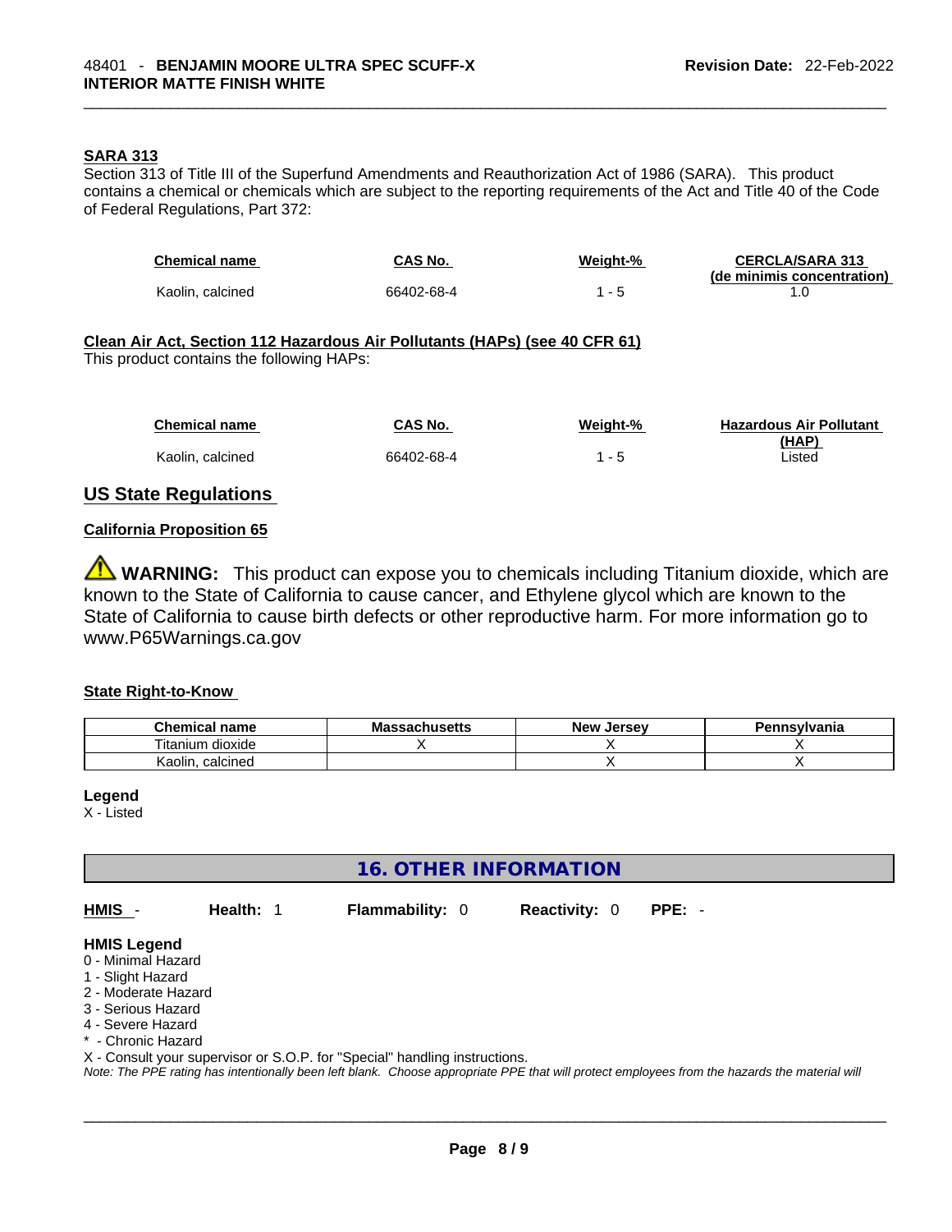#### SARA 313

Section 313 of Title III of the Superfund Amendments and Reauthorization Act of 1986 (SARA). This product contains a chemical or chemicals which are subject to the reporting requirements of the Act and Title 40 of the Code of Federal Regulations, Part 372:

| Chemical name | CAS No. | Weight-% | CERCLA/SARA 313 (de minimis concentration) |
|---|---|---|---|
| Kaolin, calcined | 66402-68-4 | 1 - 5 | 1.0 |

#### Clean Air Act, Section 112 Hazardous Air Pollutants (HAPs) (see 40 CFR 61)

This product contains the following HAPs:

| Chemical name | CAS No. | Weight-% | Hazardous Air Pollutant (HAP) |
|---|---|---|---|
| Kaolin, calcined | 66402-68-4 | 1 - 5 | Listed |

## US State Regulations

#### California Proposition 65

⚠ **WARNING:** This product can expose you to chemicals including Titanium dioxide, which are known to the State of California to cause cancer, and Ethylene glycol which are known to the State of California to cause birth defects or other reproductive harm. For more information go to www.P65Warnings.ca.gov

#### State Right-to-Know

| Chemical name | Massachusetts | New Jersey | Pennsylvania |
|---|---|---|---|
| Titanium dioxide | X | X | X |
| Kaolin, calcined | | X | X |

**Legend**
X - Listed

## 16. OTHER INFORMATION

| HMIS - | Health: 1 | Flammability: 0 | Reactivity: 0 | PPE: - |
|---|---|---|---|---|

**HMIS Legend**
0 - Minimal Hazard
1 - Slight Hazard
2 - Moderate Hazard
3 - Serious Hazard
4 - Severe Hazard
* - Chronic Hazard
X - Consult your supervisor or S.O.P. for "Special" handling instructions.

*Note: The PPE rating has intentionally been left blank. Choose appropriate PPE that will protect employees from the hazards the material will*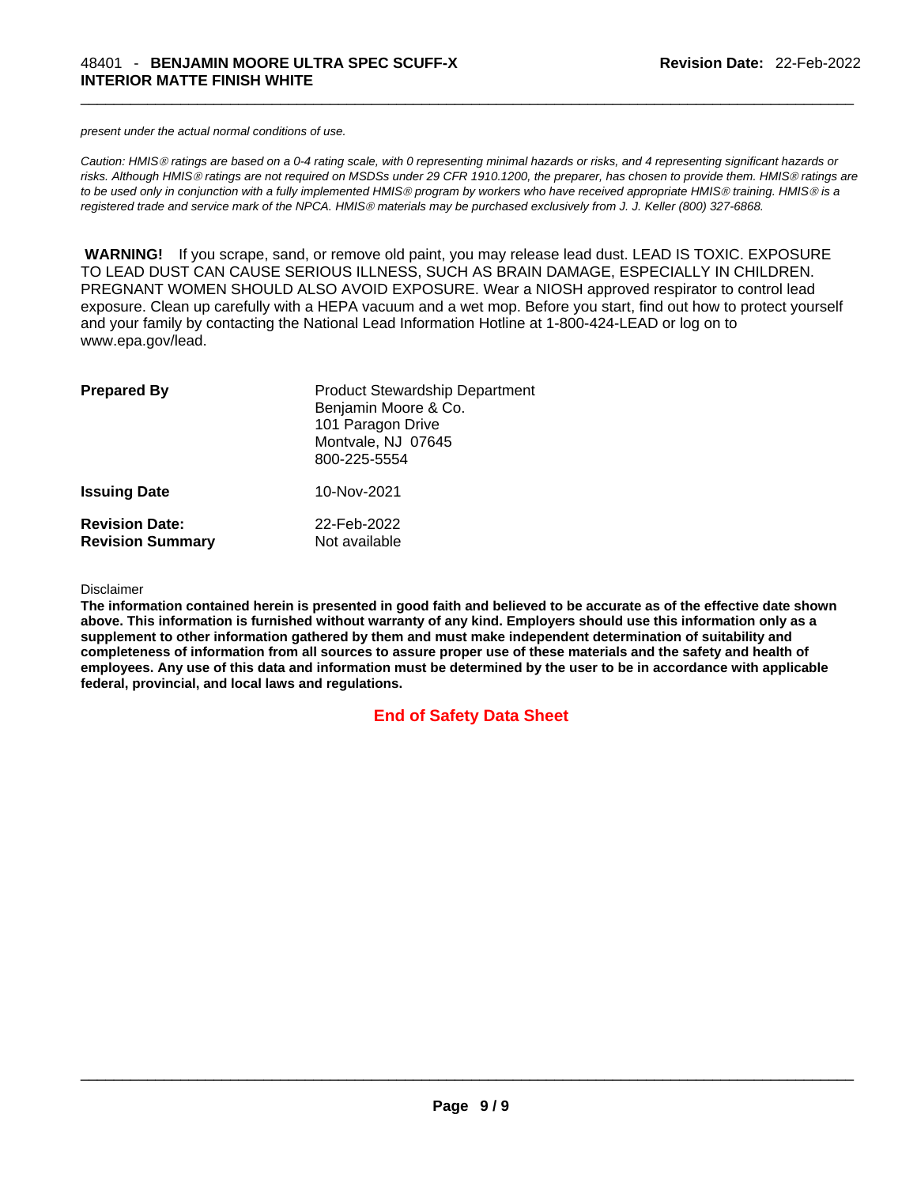*present under the actual normal conditions of use.*

*Caution: HMIS® ratings are based on a 0-4 rating scale, with 0 representing minimal hazards or risks, and 4 representing significant hazards or risks. Although HMIS® ratings are not required on MSDSs under 29 CFR 1910.1200, the preparer, has chosen to provide them. HMIS® ratings are to be used only in conjunction with a fully implemented HMIS® program by workers who have received appropriate HMIS® training. HMIS® is a registered trade and service mark of the NPCA. HMIS® materials may be purchased exclusively from J. J. Keller (800) 327-6868.*

**WARNING!** If you scrape, sand, or remove old paint, you may release lead dust. LEAD IS TOXIC. EXPOSURE TO LEAD DUST CAN CAUSE SERIOUS ILLNESS, SUCH AS BRAIN DAMAGE, ESPECIALLY IN CHILDREN. PREGNANT WOMEN SHOULD ALSO AVOID EXPOSURE. Wear a NIOSH approved respirator to control lead exposure. Clean up carefully with a HEPA vacuum and a wet mop. Before you start, find out how to protect yourself and your family by contacting the National Lead Information Hotline at 1-800-424-LEAD or log on to www.epa.gov/lead.

| | |
|---|---|
| **Prepared By** | Product Stewardship Department<br>Benjamin Moore & Co.<br>101 Paragon Drive<br>Montvale, NJ 07645<br>800-225-5554 |
| **Issuing Date** | 10-Nov-2021 |
| **Revision Date:** | 22-Feb-2022 |
| **Revision Summary** | Not available |

Disclaimer

**The information contained herein is presented in good faith and believed to be accurate as of the effective date shown above. This information is furnished without warranty of any kind. Employers should use this information only as a supplement to other information gathered by them and must make independent determination of suitability and completeness of information from all sources to assure proper use of these materials and the safety and health of employees. Any use of this data and information must be determined by the user to be in accordance with applicable federal, provincial, and local laws and regulations.**

**End of Safety Data Sheet**